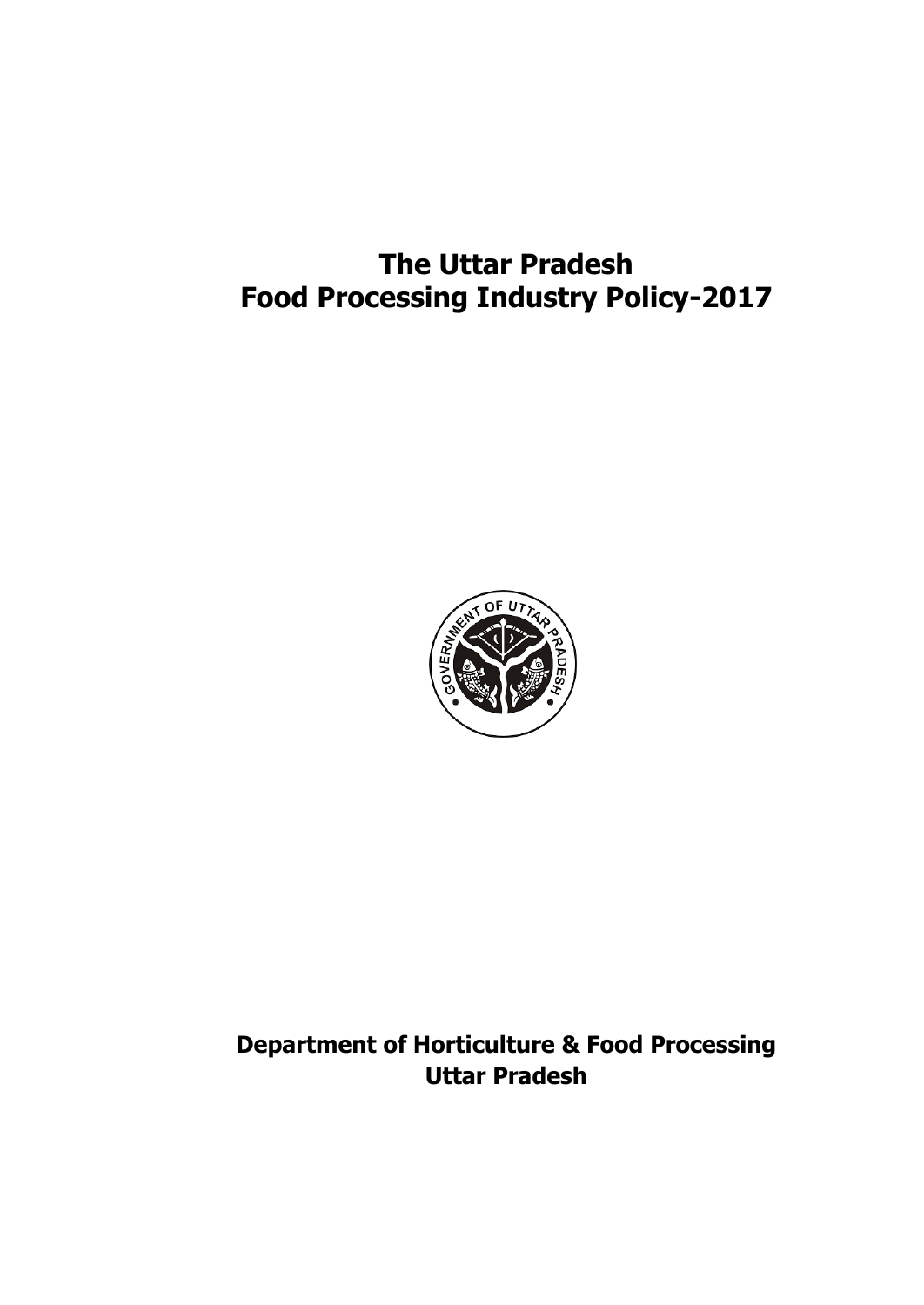# The Uttar Pradesh
# Food Processing Industry Policy-2017

**Department of Horticulture & Food Processing**
**Uttar Pradesh**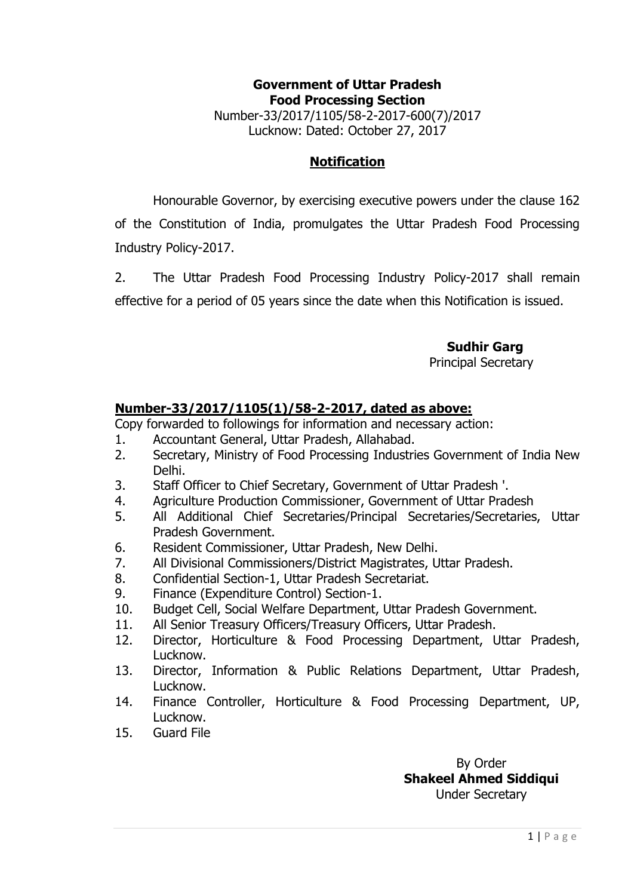**Government of Uttar Pradesh**
**Food Processing Section**
Number-33/2017/1105/58-2-2017-600(7)/2017
Lucknow: Dated: October 27, 2017

## Notification

Honourable Governor, by exercising executive powers under the clause 162 of the Constitution of India, promulgates the Uttar Pradesh Food Processing Industry Policy-2017.

2. The Uttar Pradesh Food Processing Industry Policy-2017 shall remain effective for a period of 05 years since the date when this Notification is issued.

**Sudhir Garg**
Principal Secretary

**Number-33/2017/1105(1)/58-2-2017, dated as above:**

Copy forwarded to followings for information and necessary action:

1. Accountant General, Uttar Pradesh, Allahabad.
2. Secretary, Ministry of Food Processing Industries Government of India New Delhi.
3. Staff Officer to Chief Secretary, Government of Uttar Pradesh '.
4. Agriculture Production Commissioner, Government of Uttar Pradesh
5. All Additional Chief Secretaries/Principal Secretaries/Secretaries, Uttar Pradesh Government.
6. Resident Commissioner, Uttar Pradesh, New Delhi.
7. All Divisional Commissioners/District Magistrates, Uttar Pradesh.
8. Confidential Section-1, Uttar Pradesh Secretariat.
9. Finance (Expenditure Control) Section-1.
10. Budget Cell, Social Welfare Department, Uttar Pradesh Government.
11. All Senior Treasury Officers/Treasury Officers, Uttar Pradesh.
12. Director, Horticulture & Food Processing Department, Uttar Pradesh, Lucknow.
13. Director, Information & Public Relations Department, Uttar Pradesh, Lucknow.
14. Finance Controller, Horticulture & Food Processing Department, UP, Lucknow.
15. Guard File

By Order
**Shakeel Ahmed Siddiqui**
Under Secretary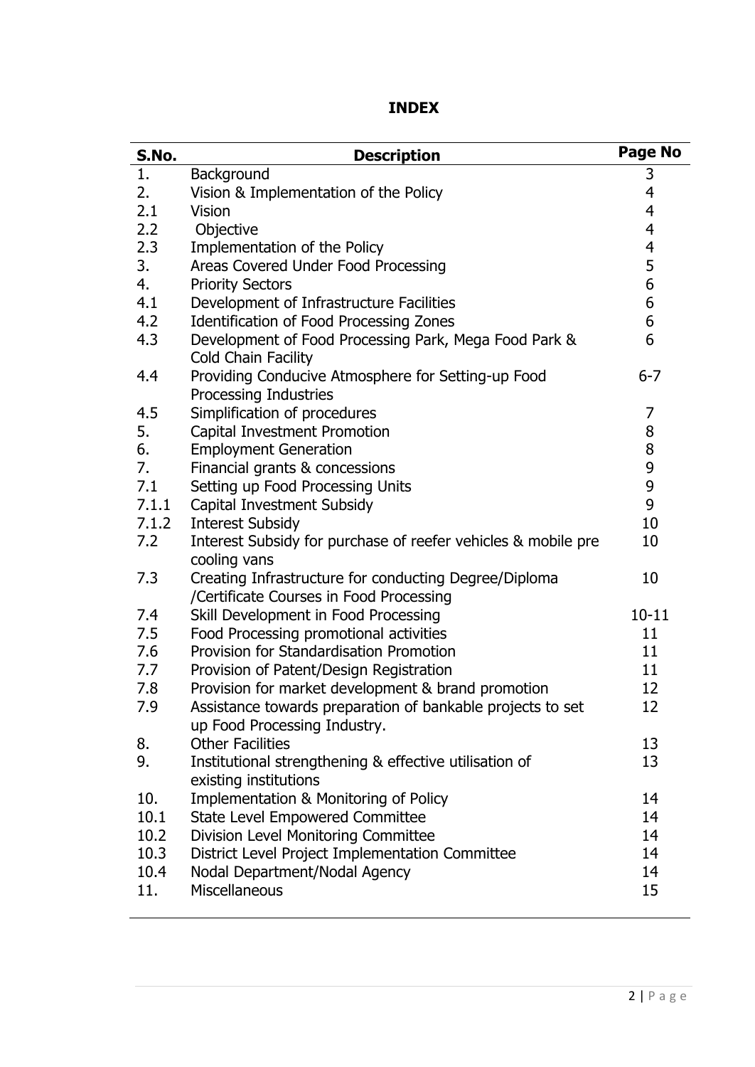# INDEX

| S.No. | Description | Page No |
|---|---|---|
| 1. | Background | 3 |
| 2. | Vision & Implementation of the Policy | 4 |
| 2.1 | Vision | 4 |
| 2.2 | Objective | 4 |
| 2.3 | Implementation of the Policy | 4 |
| 3. | Areas Covered Under Food Processing | 5 |
| 4. | Priority Sectors | 6 |
| 4.1 | Development of Infrastructure Facilities | 6 |
| 4.2 | Identification of Food Processing Zones | 6 |
| 4.3 | Development of Food Processing Park, Mega Food Park & Cold Chain Facility | 6 |
| 4.4 | Providing Conducive Atmosphere for Setting-up Food Processing Industries | 6-7 |
| 4.5 | Simplification of procedures | 7 |
| 5. | Capital Investment Promotion | 8 |
| 6. | Employment Generation | 8 |
| 7. | Financial grants & concessions | 9 |
| 7.1 | Setting up Food Processing Units | 9 |
| 7.1.1 | Capital Investment Subsidy | 9 |
| 7.1.2 | Interest Subsidy | 10 |
| 7.2 | Interest Subsidy for purchase of reefer vehicles & mobile pre cooling vans | 10 |
| 7.3 | Creating Infrastructure for conducting Degree/Diploma /Certificate Courses in Food Processing | 10 |
| 7.4 | Skill Development in Food Processing | 10-11 |
| 7.5 | Food Processing promotional activities | 11 |
| 7.6 | Provision for Standardisation Promotion | 11 |
| 7.7 | Provision of Patent/Design Registration | 11 |
| 7.8 | Provision for market development & brand promotion | 12 |
| 7.9 | Assistance towards preparation of bankable projects to set up Food Processing Industry. | 12 |
| 8. | Other Facilities | 13 |
| 9. | Institutional strengthening & effective utilisation of existing institutions | 13 |
| 10. | Implementation & Monitoring of Policy | 14 |
| 10.1 | State Level Empowered Committee | 14 |
| 10.2 | Division Level Monitoring Committee | 14 |
| 10.3 | District Level Project Implementation Committee | 14 |
| 10.4 | Nodal Department/Nodal Agency | 14 |
| 11. | Miscellaneous | 15 |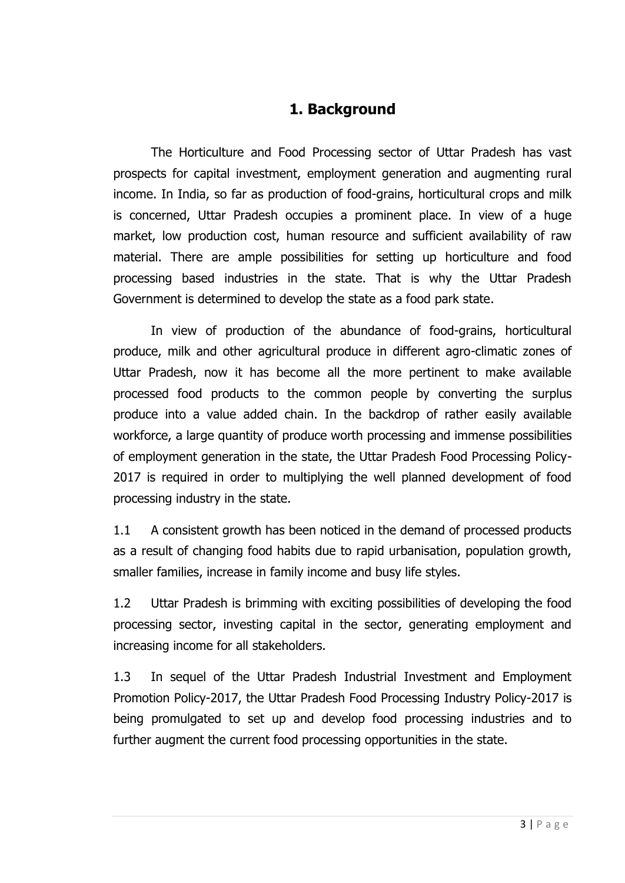# 1. Background

The Horticulture and Food Processing sector of Uttar Pradesh has vast prospects for capital investment, employment generation and augmenting rural income. In India, so far as production of food-grains, horticultural crops and milk is concerned, Uttar Pradesh occupies a prominent place. In view of a huge market, low production cost, human resource and sufficient availability of raw material. There are ample possibilities for setting up horticulture and food processing based industries in the state. That is why the Uttar Pradesh Government is determined to develop the state as a food park state.

In view of production of the abundance of food-grains, horticultural produce, milk and other agricultural produce in different agro-climatic zones of Uttar Pradesh, now it has become all the more pertinent to make available processed food products to the common people by converting the surplus produce into a value added chain. In the backdrop of rather easily available workforce, a large quantity of produce worth processing and immense possibilities of employment generation in the state, the Uttar Pradesh Food Processing Policy-2017 is required in order to multiplying the well planned development of food processing industry in the state.

1.1 A consistent growth has been noticed in the demand of processed products as a result of changing food habits due to rapid urbanisation, population growth, smaller families, increase in family income and busy life styles.

1.2 Uttar Pradesh is brimming with exciting possibilities of developing the food processing sector, investing capital in the sector, generating employment and increasing income for all stakeholders.

1.3 In sequel of the Uttar Pradesh Industrial Investment and Employment Promotion Policy-2017, the Uttar Pradesh Food Processing Industry Policy-2017 is being promulgated to set up and develop food processing industries and to further augment the current food processing opportunities in the state.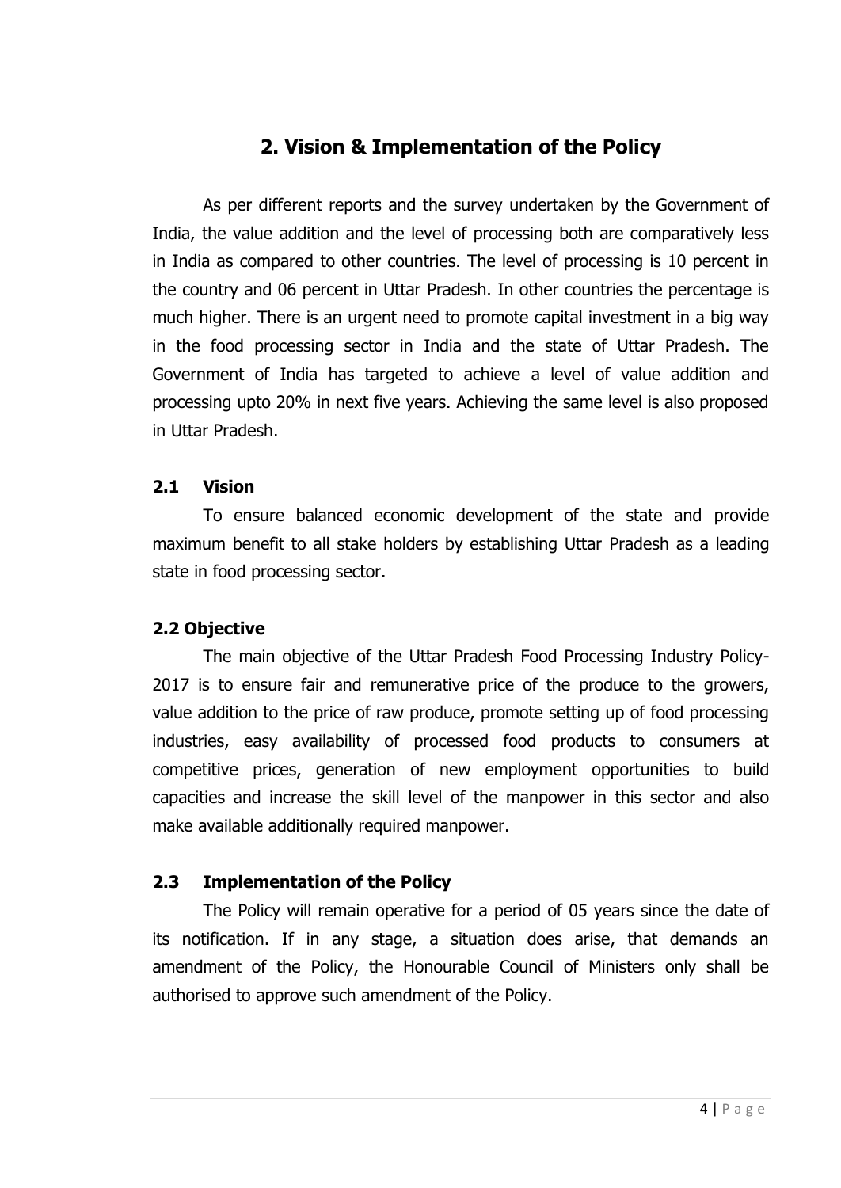## 2. Vision & Implementation of the Policy

As per different reports and the survey undertaken by the Government of India, the value addition and the level of processing both are comparatively less in India as compared to other countries. The level of processing is 10 percent in the country and 06 percent in Uttar Pradesh. In other countries the percentage is much higher. There is an urgent need to promote capital investment in a big way in the food processing sector in India and the state of Uttar Pradesh. The Government of India has targeted to achieve a level of value addition and processing upto 20% in next five years. Achieving the same level is also proposed in Uttar Pradesh.

### 2.1 Vision

To ensure balanced economic development of the state and provide maximum benefit to all stake holders by establishing Uttar Pradesh as a leading state in food processing sector.

### 2.2 Objective

The main objective of the Uttar Pradesh Food Processing Industry Policy-2017 is to ensure fair and remunerative price of the produce to the growers, value addition to the price of raw produce, promote setting up of food processing industries, easy availability of processed food products to consumers at competitive prices, generation of new employment opportunities to build capacities and increase the skill level of the manpower in this sector and also make available additionally required manpower.

### 2.3 Implementation of the Policy

The Policy will remain operative for a period of 05 years since the date of its notification. If in any stage, a situation does arise, that demands an amendment of the Policy, the Honourable Council of Ministers only shall be authorised to approve such amendment of the Policy.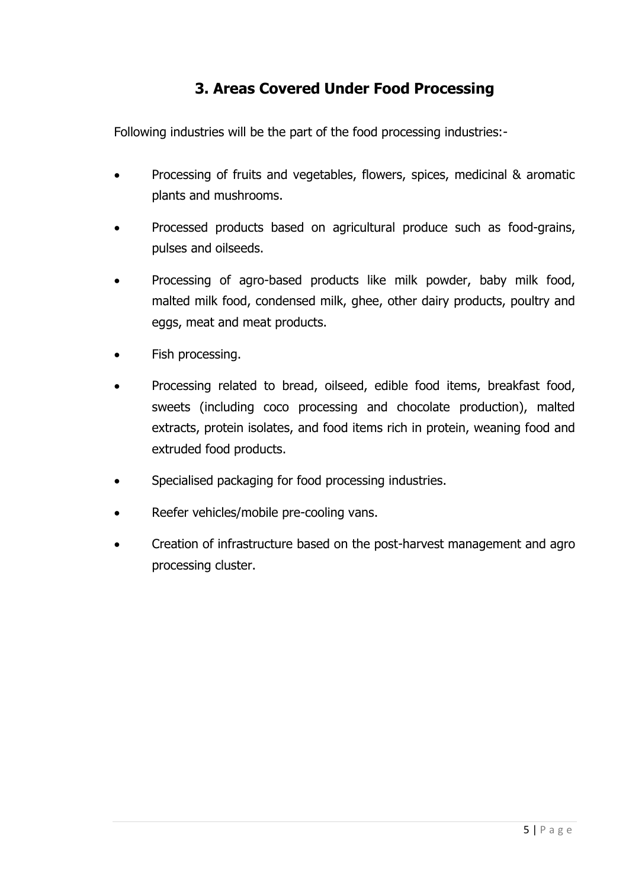## 3. Areas Covered Under Food Processing

Following industries will be the part of the food processing industries:-

- Processing of fruits and vegetables, flowers, spices, medicinal & aromatic plants and mushrooms.
- Processed products based on agricultural produce such as food-grains, pulses and oilseeds.
- Processing of agro-based products like milk powder, baby milk food, malted milk food, condensed milk, ghee, other dairy products, poultry and eggs, meat and meat products.
- Fish processing.
- Processing related to bread, oilseed, edible food items, breakfast food, sweets (including coco processing and chocolate production), malted extracts, protein isolates, and food items rich in protein, weaning food and extruded food products.
- Specialised packaging for food processing industries.
- Reefer vehicles/mobile pre-cooling vans.
- Creation of infrastructure based on the post-harvest management and agro processing cluster.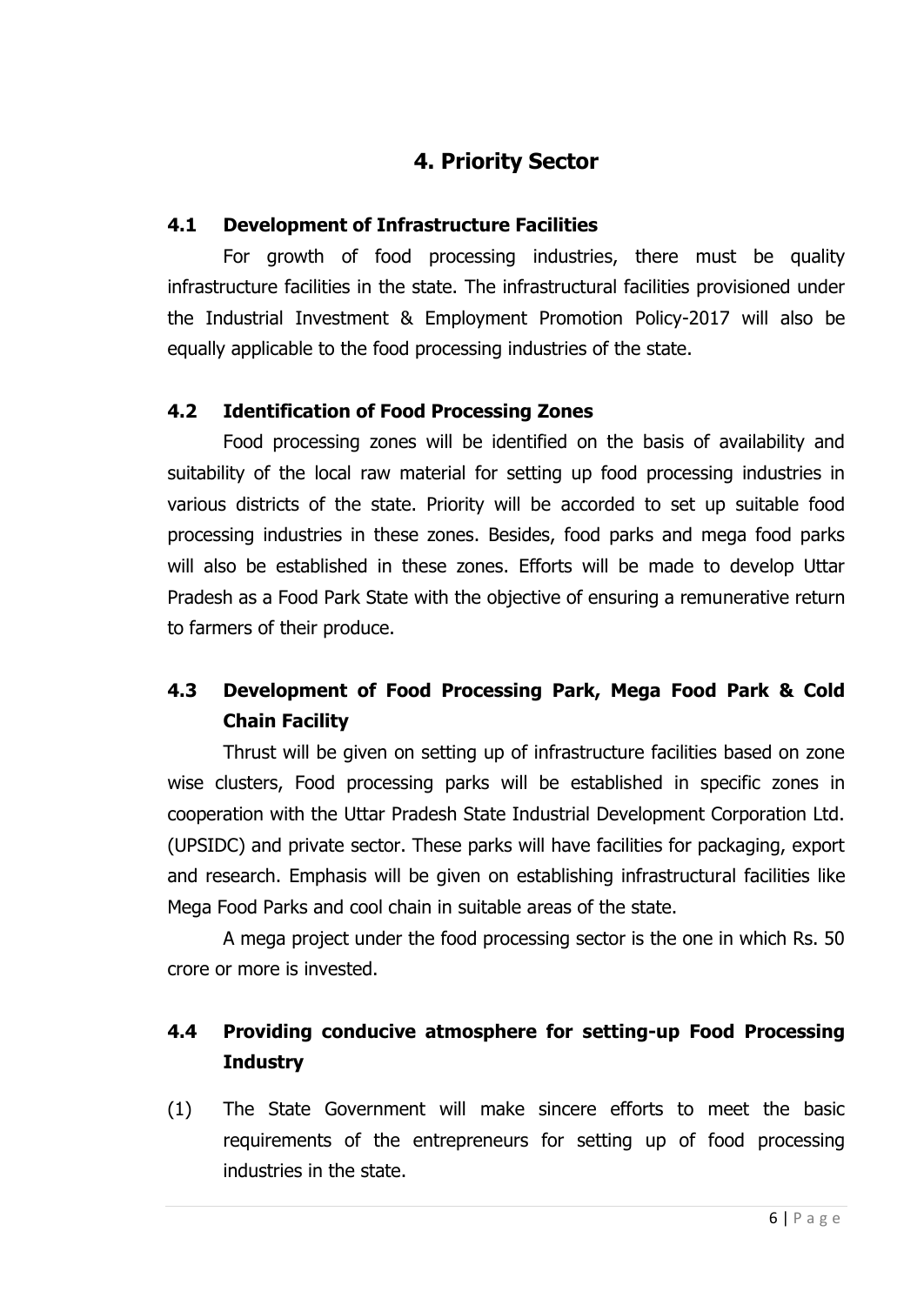# 4. Priority Sector

### 4.1 Development of Infrastructure Facilities

For growth of food processing industries, there must be quality infrastructure facilities in the state. The infrastructural facilities provisioned under the Industrial Investment & Employment Promotion Policy-2017 will also be equally applicable to the food processing industries of the state.

### 4.2 Identification of Food Processing Zones

Food processing zones will be identified on the basis of availability and suitability of the local raw material for setting up food processing industries in various districts of the state. Priority will be accorded to set up suitable food processing industries in these zones. Besides, food parks and mega food parks will also be established in these zones. Efforts will be made to develop Uttar Pradesh as a Food Park State with the objective of ensuring a remunerative return to farmers of their produce.

### 4.3 Development of Food Processing Park, Mega Food Park & Cold Chain Facility

Thrust will be given on setting up of infrastructure facilities based on zone wise clusters, Food processing parks will be established in specific zones in cooperation with the Uttar Pradesh State Industrial Development Corporation Ltd. (UPSIDC) and private sector. These parks will have facilities for packaging, export and research. Emphasis will be given on establishing infrastructural facilities like Mega Food Parks and cool chain in suitable areas of the state.

A mega project under the food processing sector is the one in which Rs. 50 crore or more is invested.

### 4.4 Providing conducive atmosphere for setting-up Food Processing Industry

(1) The State Government will make sincere efforts to meet the basic requirements of the entrepreneurs for setting up of food processing industries in the state.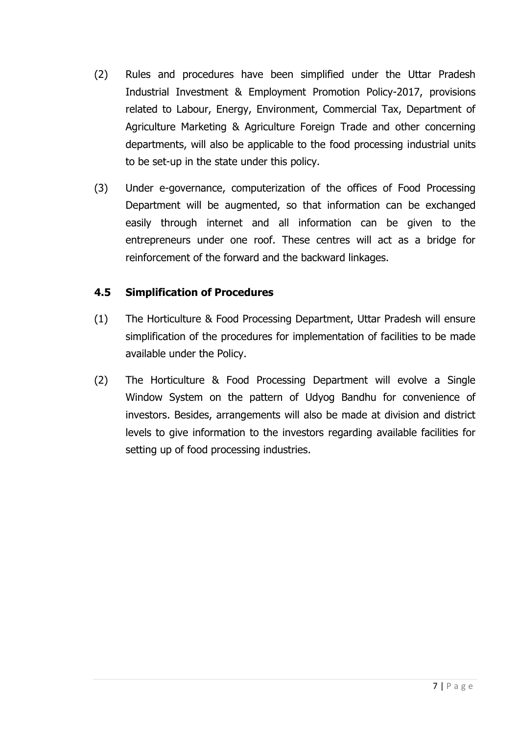(2) Rules and procedures have been simplified under the Uttar Pradesh Industrial Investment & Employment Promotion Policy-2017, provisions related to Labour, Energy, Environment, Commercial Tax, Department of Agriculture Marketing & Agriculture Foreign Trade and other concerning departments, will also be applicable to the food processing industrial units to be set-up in the state under this policy.

(3) Under e-governance, computerization of the offices of Food Processing Department will be augmented, so that information can be exchanged easily through internet and all information can be given to the entrepreneurs under one roof. These centres will act as a bridge for reinforcement of the forward and the backward linkages.

### 4.5 Simplification of Procedures

(1) The Horticulture & Food Processing Department, Uttar Pradesh will ensure simplification of the procedures for implementation of facilities to be made available under the Policy.

(2) The Horticulture & Food Processing Department will evolve a Single Window System on the pattern of Udyog Bandhu for convenience of investors. Besides, arrangements will also be made at division and district levels to give information to the investors regarding available facilities for setting up of food processing industries.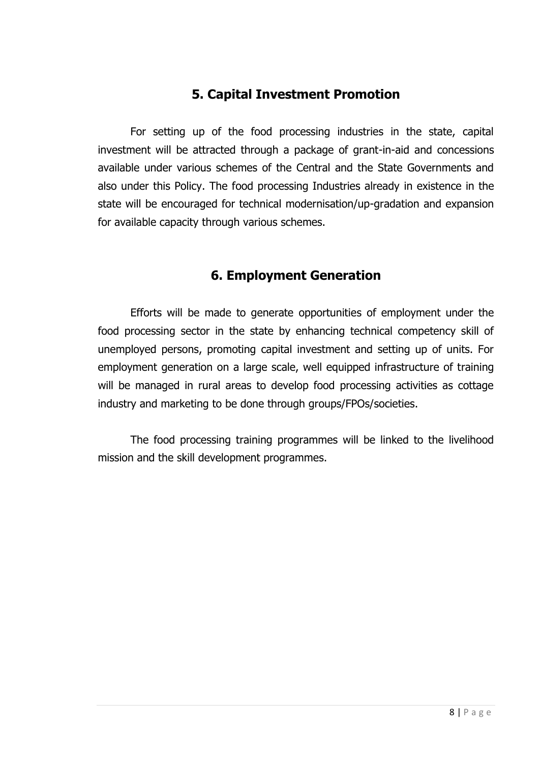## 5. Capital Investment Promotion

For setting up of the food processing industries in the state, capital investment will be attracted through a package of grant-in-aid and concessions available under various schemes of the Central and the State Governments and also under this Policy. The food processing Industries already in existence in the state will be encouraged for technical modernisation/up-gradation and expansion for available capacity through various schemes.

## 6. Employment Generation

Efforts will be made to generate opportunities of employment under the food processing sector in the state by enhancing technical competency skill of unemployed persons, promoting capital investment and setting up of units. For employment generation on a large scale, well equipped infrastructure of training will be managed in rural areas to develop food processing activities as cottage industry and marketing to be done through groups/FPOs/societies.

The food processing training programmes will be linked to the livelihood mission and the skill development programmes.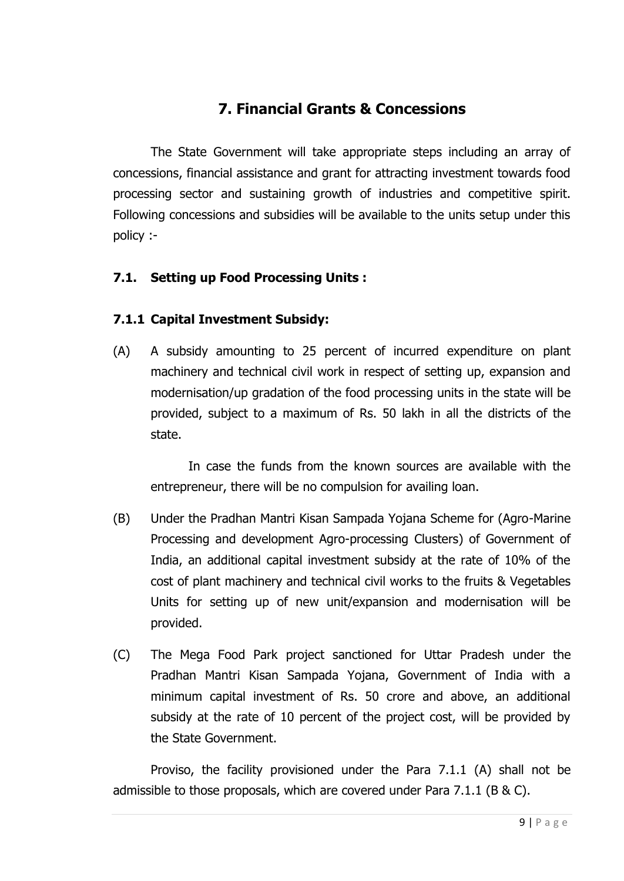## 7. Financial Grants & Concessions

The State Government will take appropriate steps including an array of concessions, financial assistance and grant for attracting investment towards food processing sector and sustaining growth of industries and competitive spirit. Following concessions and subsidies will be available to the units setup under this policy :-

### 7.1. Setting up Food Processing Units :

#### 7.1.1 Capital Investment Subsidy:

(A) A subsidy amounting to 25 percent of incurred expenditure on plant machinery and technical civil work in respect of setting up, expansion and modernisation/up gradation of the food processing units in the state will be provided, subject to a maximum of Rs. 50 lakh in all the districts of the state.

In case the funds from the known sources are available with the entrepreneur, there will be no compulsion for availing loan.

(B) Under the Pradhan Mantri Kisan Sampada Yojana Scheme for (Agro-Marine Processing and development Agro-processing Clusters) of Government of India, an additional capital investment subsidy at the rate of 10% of the cost of plant machinery and technical civil works to the fruits & Vegetables Units for setting up of new unit/expansion and modernisation will be provided.

(C) The Mega Food Park project sanctioned for Uttar Pradesh under the Pradhan Mantri Kisan Sampada Yojana, Government of India with a minimum capital investment of Rs. 50 crore and above, an additional subsidy at the rate of 10 percent of the project cost, will be provided by the State Government.

Proviso, the facility provisioned under the Para 7.1.1 (A) shall not be admissible to those proposals, which are covered under Para 7.1.1 (B & C).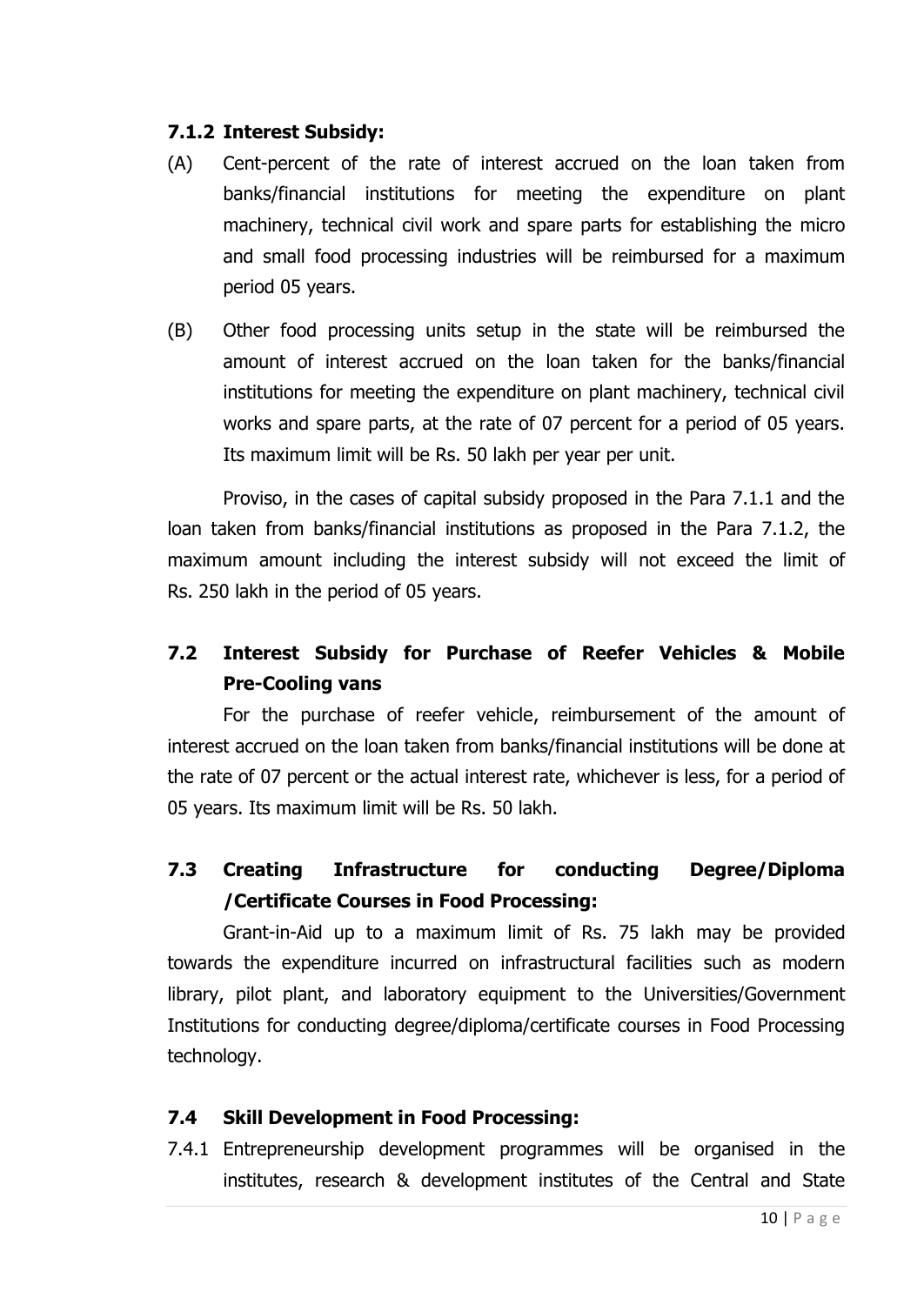#### 7.1.2 Interest Subsidy:

(A) Cent-percent of the rate of interest accrued on the loan taken from banks/financial institutions for meeting the expenditure on plant machinery, technical civil work and spare parts for establishing the micro and small food processing industries will be reimbursed for a maximum period 05 years.

(B) Other food processing units setup in the state will be reimbursed the amount of interest accrued on the loan taken for the banks/financial institutions for meeting the expenditure on plant machinery, technical civil works and spare parts, at the rate of 07 percent for a period of 05 years. Its maximum limit will be Rs. 50 lakh per year per unit.

Proviso, in the cases of capital subsidy proposed in the Para 7.1.1 and the loan taken from banks/financial institutions as proposed in the Para 7.1.2, the maximum amount including the interest subsidy will not exceed the limit of Rs. 250 lakh in the period of 05 years.

### 7.2 Interest Subsidy for Purchase of Reefer Vehicles & Mobile Pre-Cooling vans

For the purchase of reefer vehicle, reimbursement of the amount of interest accrued on the loan taken from banks/financial institutions will be done at the rate of 07 percent or the actual interest rate, whichever is less, for a period of 05 years. Its maximum limit will be Rs. 50 lakh.

### 7.3 Creating Infrastructure for conducting Degree/Diploma /Certificate Courses in Food Processing:

Grant-in-Aid up to a maximum limit of Rs. 75 lakh may be provided towards the expenditure incurred on infrastructural facilities such as modern library, pilot plant, and laboratory equipment to the Universities/Government Institutions for conducting degree/diploma/certificate courses in Food Processing technology.

### 7.4 Skill Development in Food Processing:

7.4.1 Entrepreneurship development programmes will be organised in the institutes, research & development institutes of the Central and State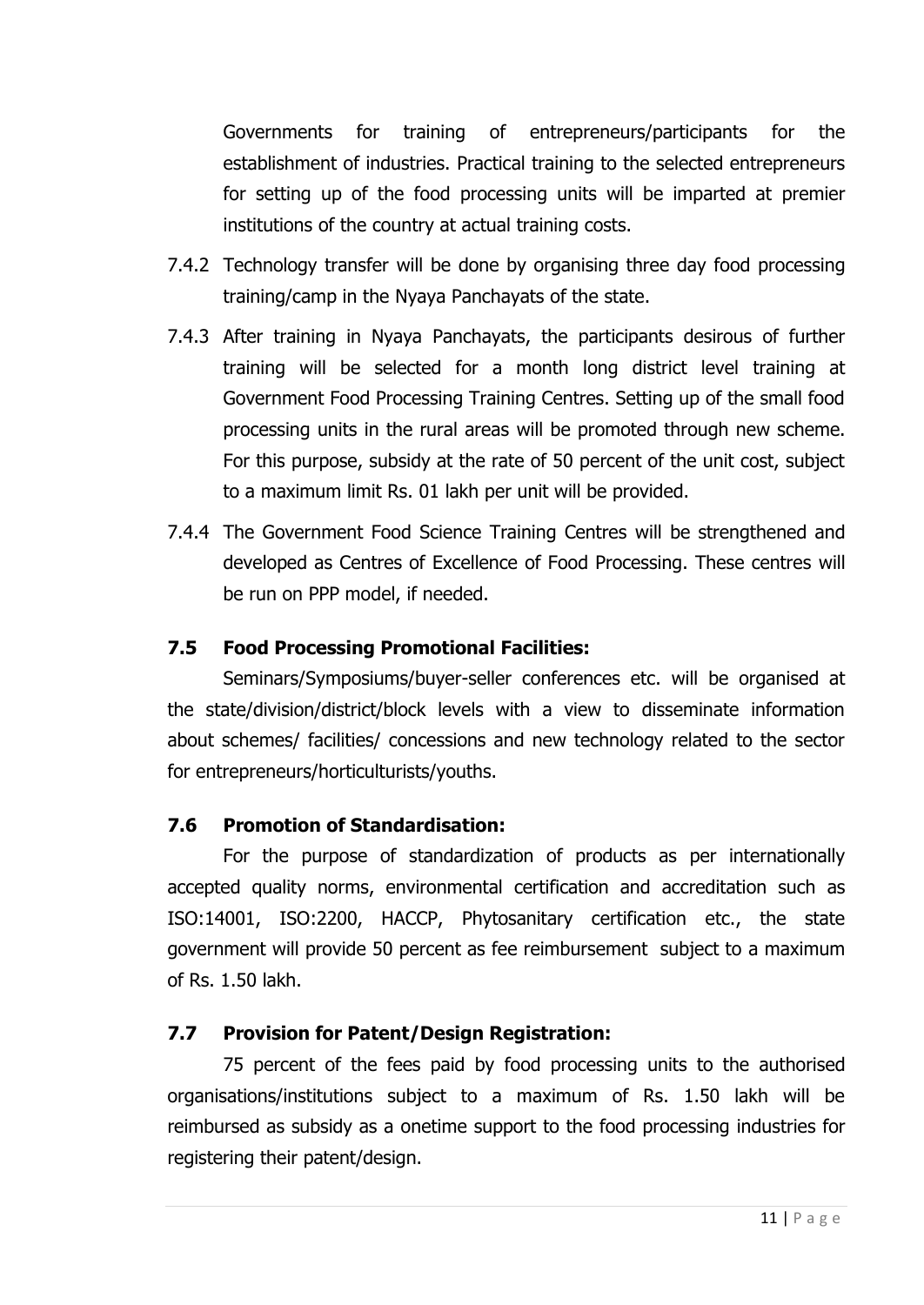Governments for training of entrepreneurs/participants for the establishment of industries. Practical training to the selected entrepreneurs for setting up of the food processing units will be imparted at premier institutions of the country at actual training costs.

7.4.2 Technology transfer will be done by organising three day food processing training/camp in the Nyaya Panchayats of the state.

7.4.3 After training in Nyaya Panchayats, the participants desirous of further training will be selected for a month long district level training at Government Food Processing Training Centres. Setting up of the small food processing units in the rural areas will be promoted through new scheme. For this purpose, subsidy at the rate of 50 percent of the unit cost, subject to a maximum limit Rs. 01 lakh per unit will be provided.

7.4.4 The Government Food Science Training Centres will be strengthened and developed as Centres of Excellence of Food Processing. These centres will be run on PPP model, if needed.

### 7.5 Food Processing Promotional Facilities:

Seminars/Symposiums/buyer-seller conferences etc. will be organised at the state/division/district/block levels with a view to disseminate information about schemes/ facilities/ concessions and new technology related to the sector for entrepreneurs/horticulturists/youths.

### 7.6 Promotion of Standardisation:

For the purpose of standardization of products as per internationally accepted quality norms, environmental certification and accreditation such as ISO:14001, ISO:2200, HACCP, Phytosanitary certification etc., the state government will provide 50 percent as fee reimbursement subject to a maximum of Rs. 1.50 lakh.

### 7.7 Provision for Patent/Design Registration:

75 percent of the fees paid by food processing units to the authorised organisations/institutions subject to a maximum of Rs. 1.50 lakh will be reimbursed as subsidy as a onetime support to the food processing industries for registering their patent/design.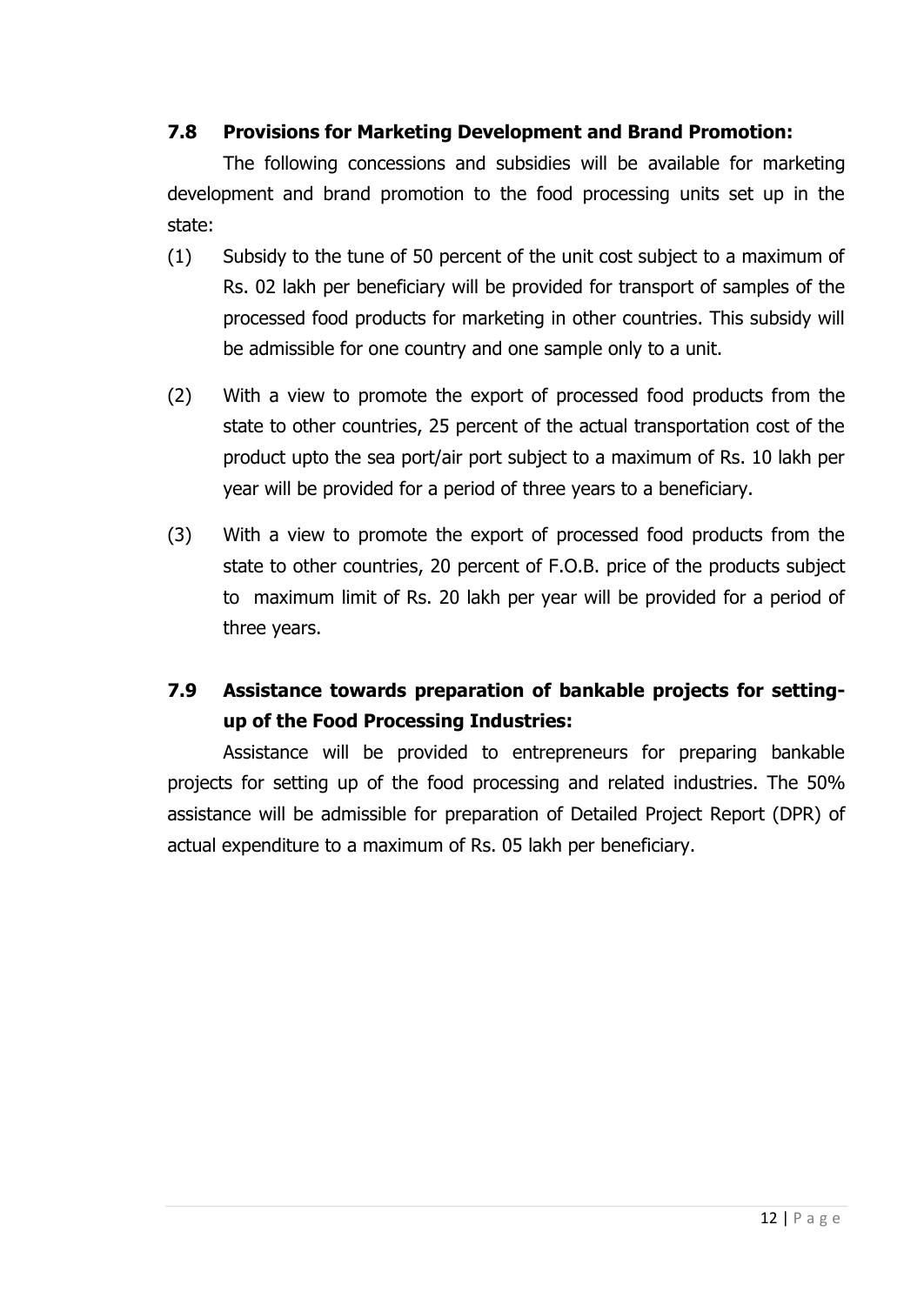### 7.8 Provisions for Marketing Development and Brand Promotion:

The following concessions and subsidies will be available for marketing development and brand promotion to the food processing units set up in the state:

(1) Subsidy to the tune of 50 percent of the unit cost subject to a maximum of Rs. 02 lakh per beneficiary will be provided for transport of samples of the processed food products for marketing in other countries. This subsidy will be admissible for one country and one sample only to a unit.

(2) With a view to promote the export of processed food products from the state to other countries, 25 percent of the actual transportation cost of the product upto the sea port/air port subject to a maximum of Rs. 10 lakh per year will be provided for a period of three years to a beneficiary.

(3) With a view to promote the export of processed food products from the state to other countries, 20 percent of F.O.B. price of the products subject to maximum limit of Rs. 20 lakh per year will be provided for a period of three years.

### 7.9 Assistance towards preparation of bankable projects for setting-up of the Food Processing Industries:

Assistance will be provided to entrepreneurs for preparing bankable projects for setting up of the food processing and related industries. The 50% assistance will be admissible for preparation of Detailed Project Report (DPR) of actual expenditure to a maximum of Rs. 05 lakh per beneficiary.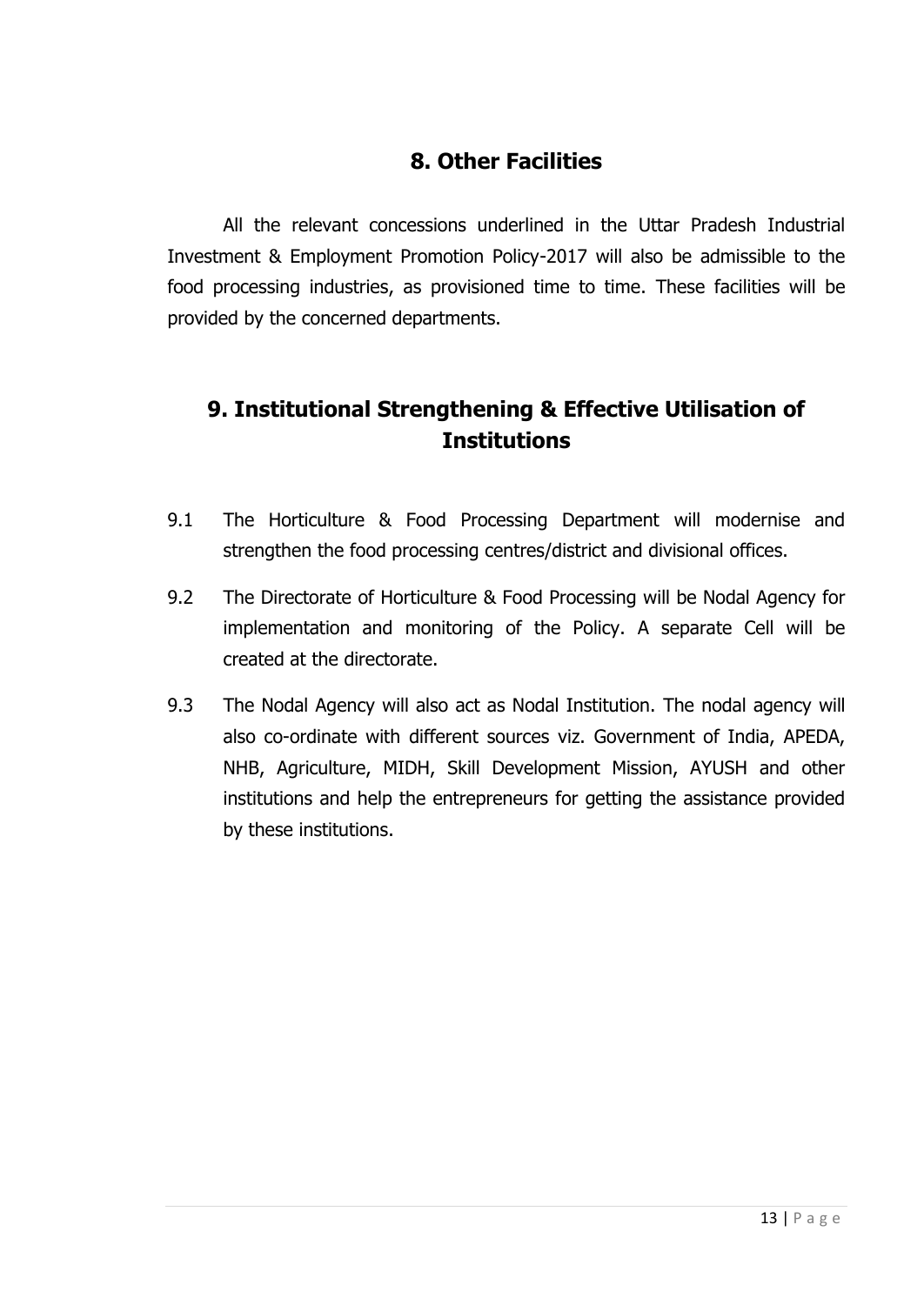## 8. Other Facilities

All the relevant concessions underlined in the Uttar Pradesh Industrial Investment & Employment Promotion Policy-2017 will also be admissible to the food processing industries, as provisioned time to time. These facilities will be provided by the concerned departments.

## 9. Institutional Strengthening & Effective Utilisation of Institutions

9.1 The Horticulture & Food Processing Department will modernise and strengthen the food processing centres/district and divisional offices.

9.2 The Directorate of Horticulture & Food Processing will be Nodal Agency for implementation and monitoring of the Policy. A separate Cell will be created at the directorate.

9.3 The Nodal Agency will also act as Nodal Institution. The nodal agency will also co-ordinate with different sources viz. Government of India, APEDA, NHB, Agriculture, MIDH, Skill Development Mission, AYUSH and other institutions and help the entrepreneurs for getting the assistance provided by these institutions.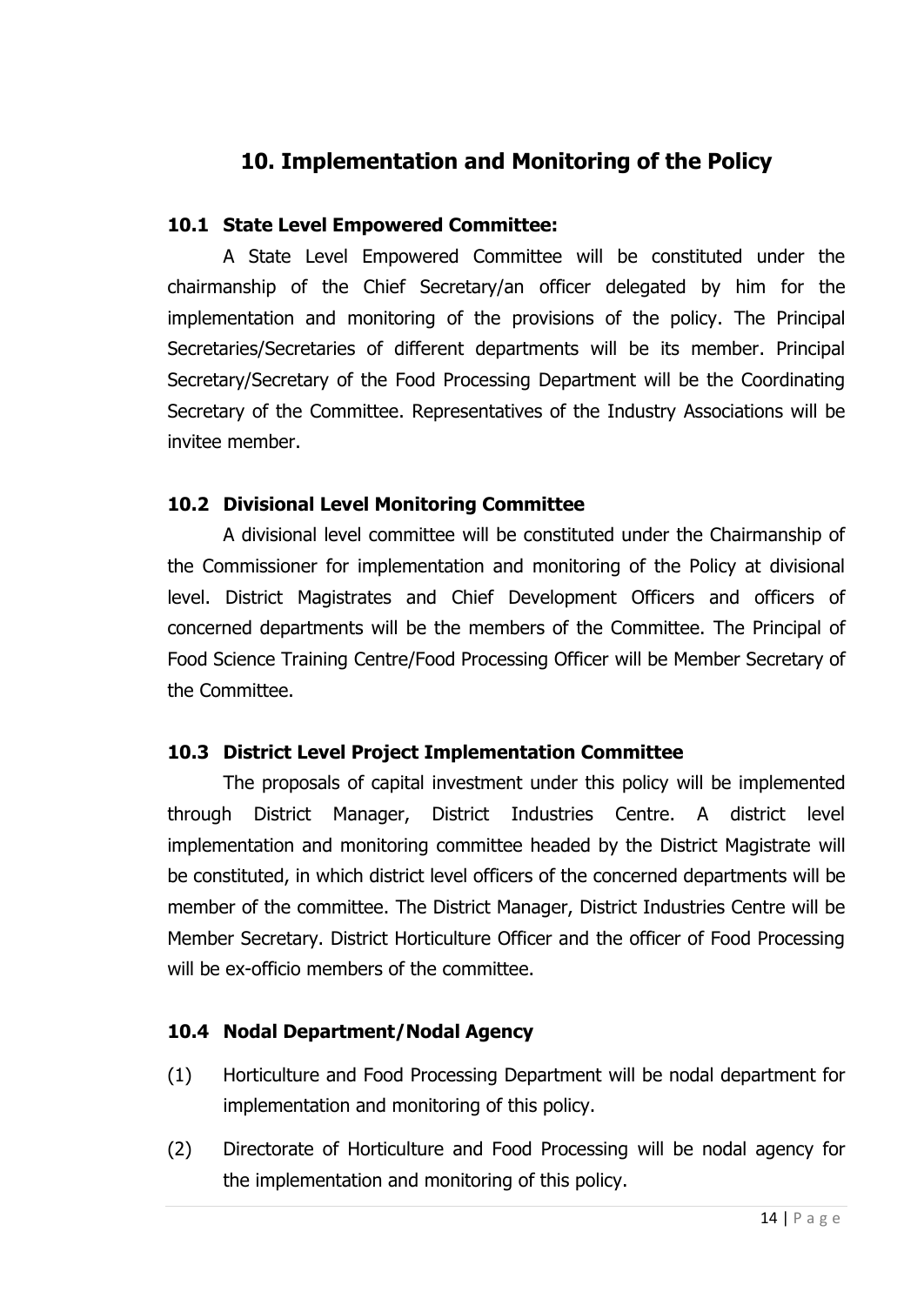## 10. Implementation and Monitoring of the Policy

### 10.1 State Level Empowered Committee:

A State Level Empowered Committee will be constituted under the chairmanship of the Chief Secretary/an officer delegated by him for the implementation and monitoring of the provisions of the policy. The Principal Secretaries/Secretaries of different departments will be its member. Principal Secretary/Secretary of the Food Processing Department will be the Coordinating Secretary of the Committee. Representatives of the Industry Associations will be invitee member.

### 10.2 Divisional Level Monitoring Committee

A divisional level committee will be constituted under the Chairmanship of the Commissioner for implementation and monitoring of the Policy at divisional level. District Magistrates and Chief Development Officers and officers of concerned departments will be the members of the Committee. The Principal of Food Science Training Centre/Food Processing Officer will be Member Secretary of the Committee.

### 10.3 District Level Project Implementation Committee

The proposals of capital investment under this policy will be implemented through District Manager, District Industries Centre. A district level implementation and monitoring committee headed by the District Magistrate will be constituted, in which district level officers of the concerned departments will be member of the committee. The District Manager, District Industries Centre will be Member Secretary. District Horticulture Officer and the officer of Food Processing will be ex-officio members of the committee.

### 10.4 Nodal Department/Nodal Agency

(1) Horticulture and Food Processing Department will be nodal department for implementation and monitoring of this policy.

(2) Directorate of Horticulture and Food Processing will be nodal agency for the implementation and monitoring of this policy.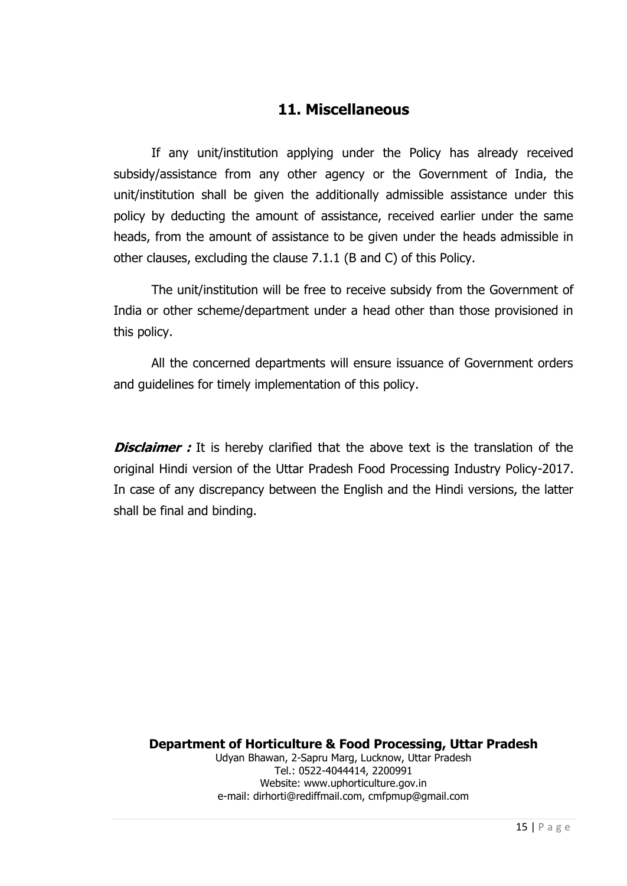## 11. Miscellaneous

If any unit/institution applying under the Policy has already received subsidy/assistance from any other agency or the Government of India, the unit/institution shall be given the additionally admissible assistance under this policy by deducting the amount of assistance, received earlier under the same heads, from the amount of assistance to be given under the heads admissible in other clauses, excluding the clause 7.1.1 (B and C) of this Policy.

The unit/institution will be free to receive subsidy from the Government of India or other scheme/department under a head other than those provisioned in this policy.

All the concerned departments will ensure issuance of Government orders and guidelines for timely implementation of this policy.

***Disclaimer :*** It is hereby clarified that the above text is the translation of the original Hindi version of the Uttar Pradesh Food Processing Industry Policy-2017. In case of any discrepancy between the English and the Hindi versions, the latter shall be final and binding.

**Department of Horticulture & Food Processing, Uttar Pradesh**
Udyan Bhawan, 2-Sapru Marg, Lucknow, Uttar Pradesh
Tel.: 0522-4044414, 2200991
Website: www.uphorticulture.gov.in
e-mail: dirhorti@rediffmail.com, cmfpmup@gmail.com